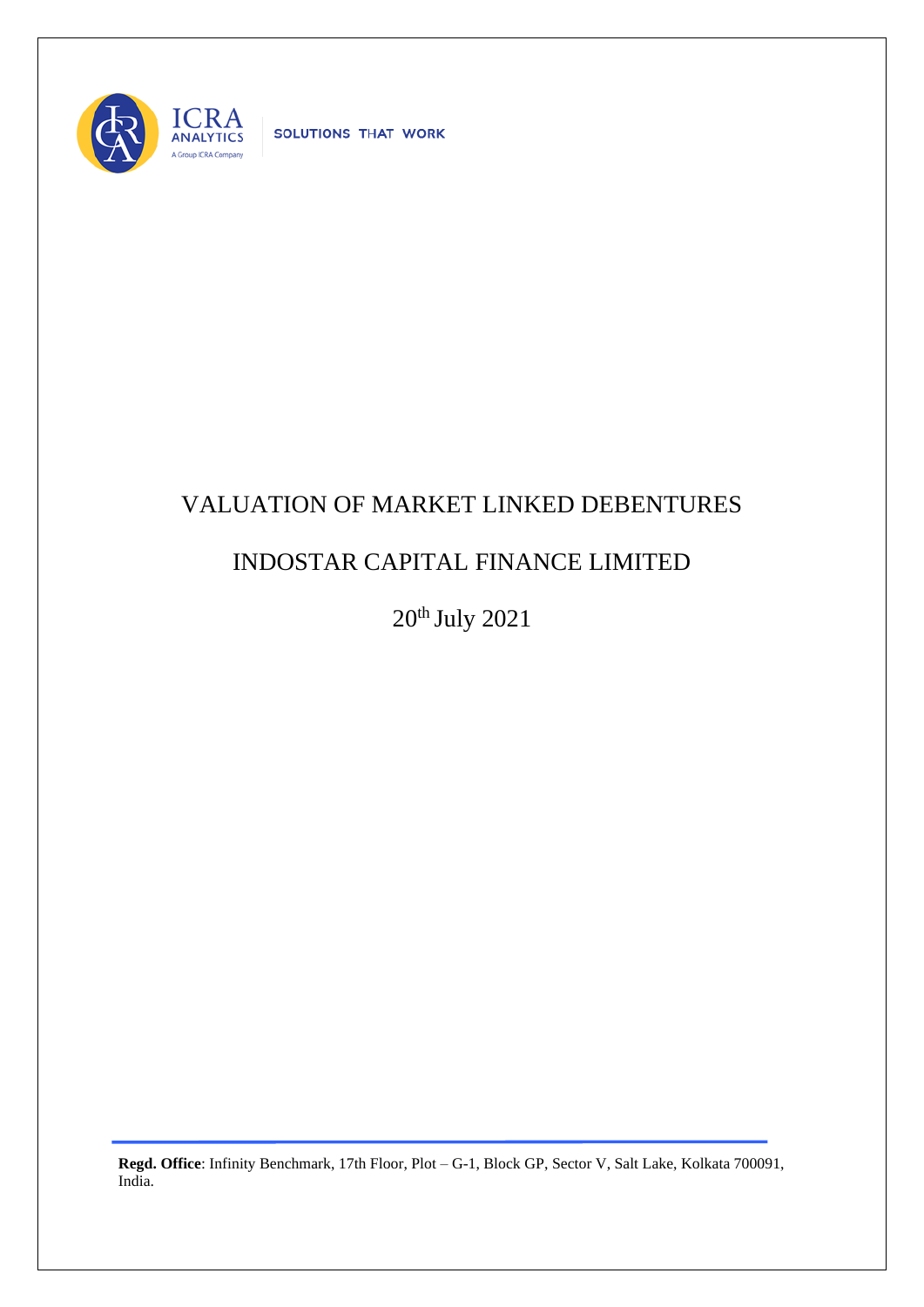ICRA ANALYTICS

A Group ICRA Company

SOLUTIONS THAT WORK

# VALUATION OF MARKET LINKED DEBENTURES

# INDOSTAR CAPITAL FINANCE LIMITED

20th July 2021

**Regd. Office**: Infinity Benchmark, 17th Floor, Plot – G-1, Block GP, Sector V, Salt Lake, Kolkata 700091, India.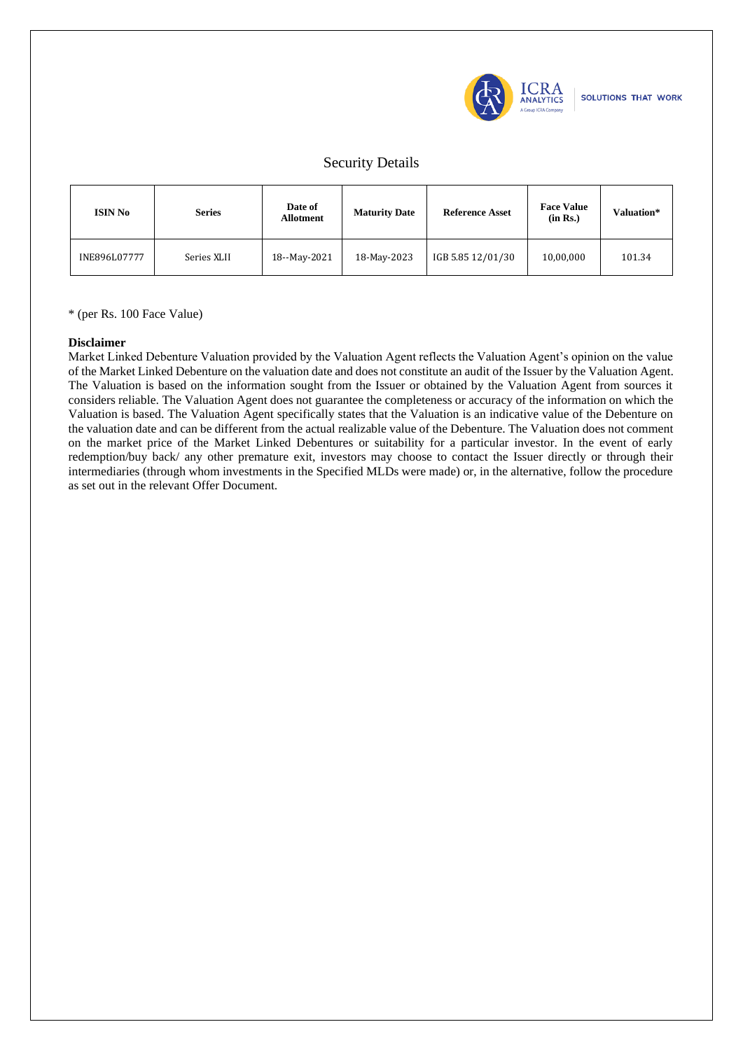## Security Details

| ISIN No | Series | Date of Allotment | Maturity Date | Reference Asset | Face Value (in Rs.) | Valuation* |
|---|---|---|---|---|---|---|
| INE896L07777 | Series XLII | 18--May-2021 | 18-May-2023 | IGB 5.85 12/01/30 | 10,00,000 | 101.34 |

* (per Rs. 100 Face Value)

**Disclaimer**

Market Linked Debenture Valuation provided by the Valuation Agent reflects the Valuation Agent's opinion on the value of the Market Linked Debenture on the valuation date and does not constitute an audit of the Issuer by the Valuation Agent. The Valuation is based on the information sought from the Issuer or obtained by the Valuation Agent from sources it considers reliable. The Valuation Agent does not guarantee the completeness or accuracy of the information on which the Valuation is based. The Valuation Agent specifically states that the Valuation is an indicative value of the Debenture on the valuation date and can be different from the actual realizable value of the Debenture. The Valuation does not comment on the market price of the Market Linked Debentures or suitability for a particular investor. In the event of early redemption/buy back/ any other premature exit, investors may choose to contact the Issuer directly or through their intermediaries (through whom investments in the Specified MLDs were made) or, in the alternative, follow the procedure as set out in the relevant Offer Document.